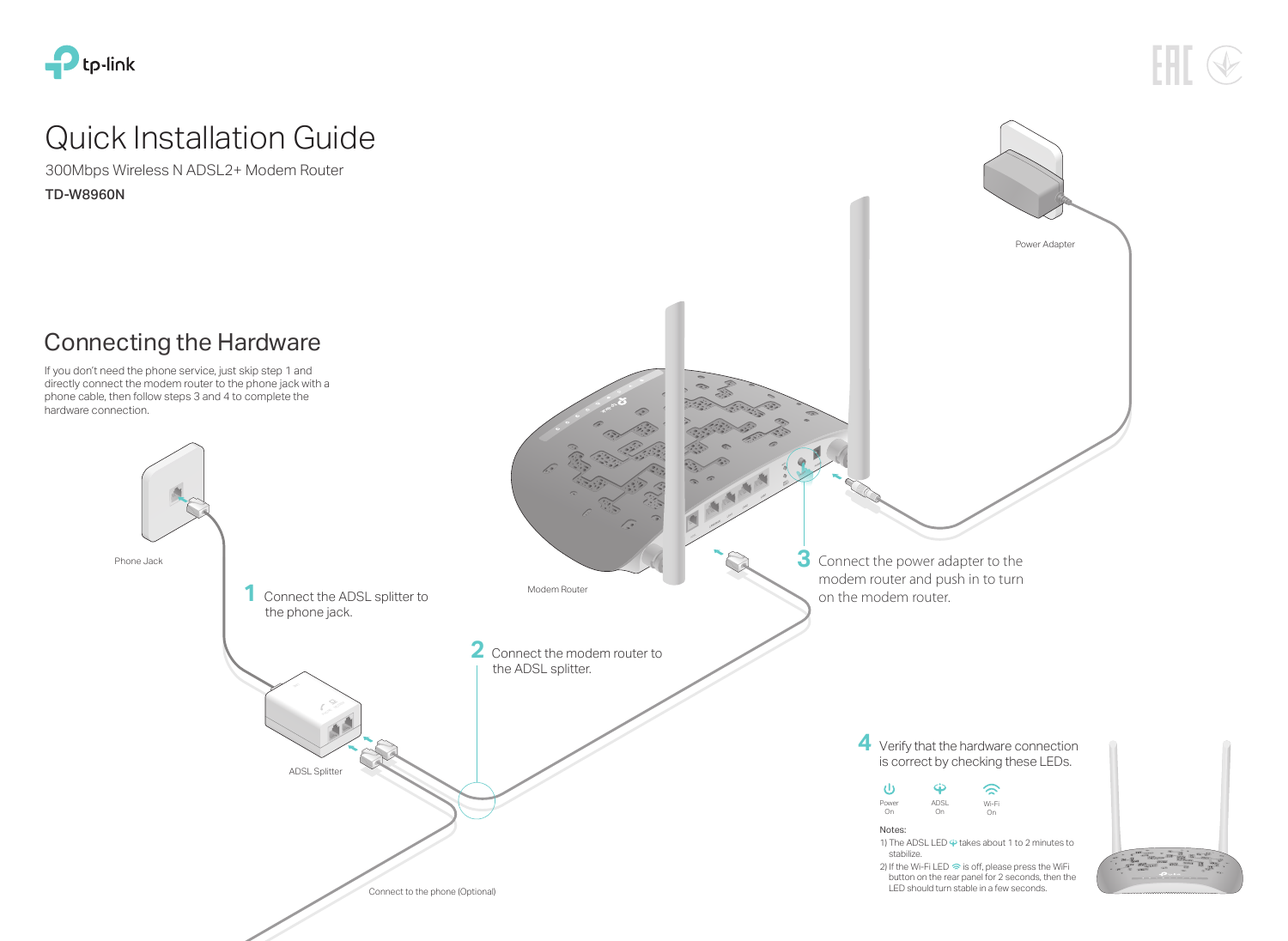tp-link

# Quick Installation Guide

300Mbps Wireless N ADSL2+ Modem Router

**TD-W8960N**

## Connecting the Hardware

If you don't need the phone service, just skip step 1 and directly connect the modem router to the phone jack with a phone cable, then follow steps 3 and 4 to complete the hardware connection.

Power Adapter

Phone Jack

Modem Router

ADSL Splitter

**1** Connect the ADSL splitter to the phone jack.

**2** Connect the modem router to the ADSL splitter.

**3** Connect the power adapter to the modem router and push in to turn on the modem router.

Connect to the phone (Optional)

**4** Verify that the hardware connection is correct by checking these LEDs.

Power On

ADSL On

Wi-Fi On

Notes:

1) The ADSL LED takes about 1 to 2 minutes to stabilize.

2) If the Wi-Fi LED is off, please press the WiFi button on the rear panel for 2 seconds, then the LED should turn stable in a few seconds.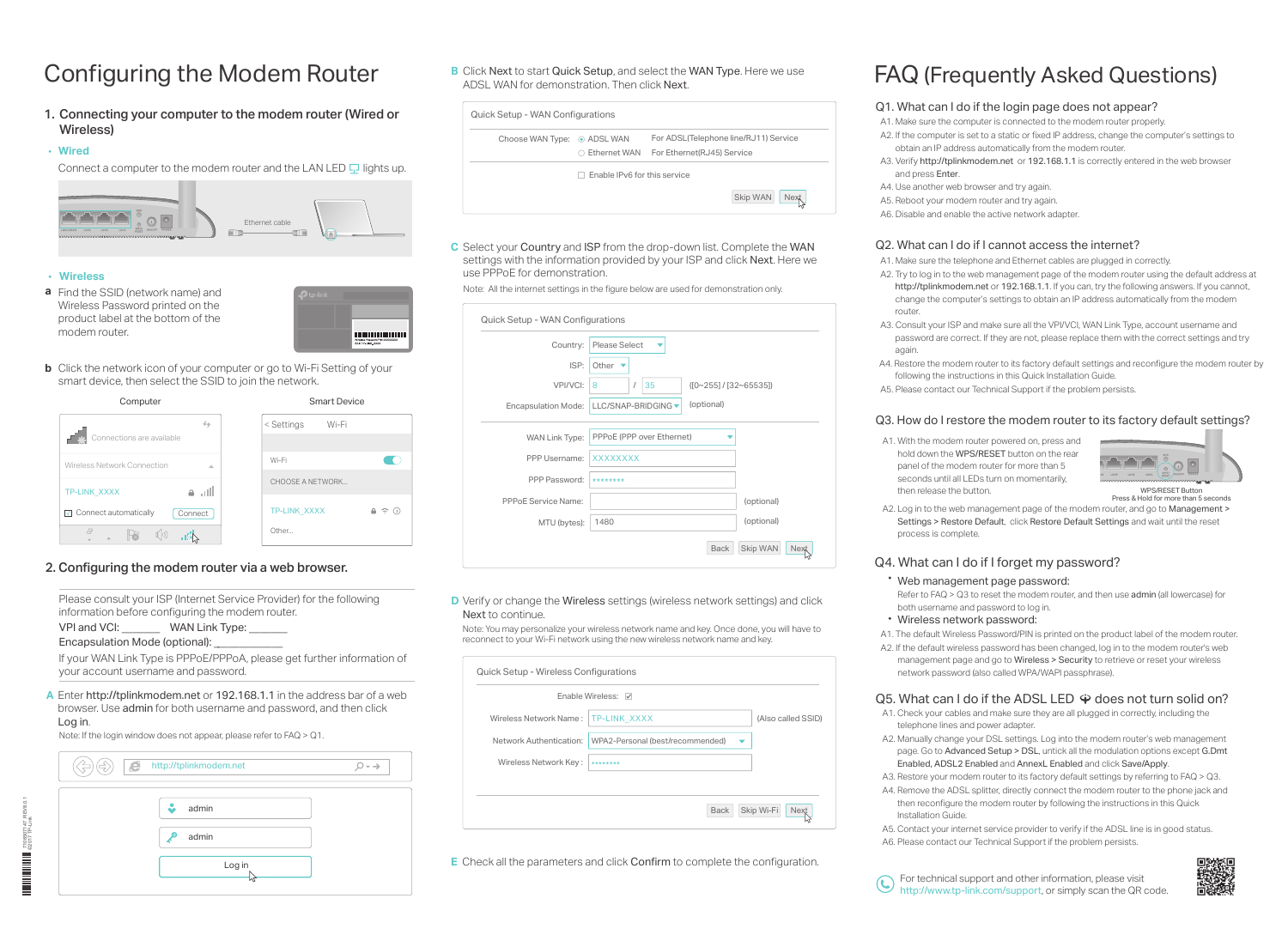# Configuring the Modem Router

## 1. Connecting your computer to the modem router (Wired or Wireless)

- **Wired**

Connect a computer to the modem router and the LAN LED lights up.

Ethernet cable

- **Wireless**

**a** Find the SSID (network name) and Wireless Password printed on the product label at the bottom of the modem router.

**b** Click the network icon of your computer or go to Wi-Fi Setting of your smart device, then select the SSID to join the network.

Computer

Connections are available

Wireless Network Connection

TP-LINK_XXXX

Connect automatically Connect

Smart Device

< Settings Wi-Fi

Wi-Fi

CHOOSE A NETWORK...

TP-LINK_XXXX

Other...

## 2. Configuring the modem router via a web browser.

Please consult your ISP (Internet Service Provider) for the following information before configuring the modem router.

VPI and VCI: ______ WAN Link Type: ______

Encapsulation Mode (optional): __________

If your WAN Link Type is PPPoE/PPPoA, please get further information of your account username and password.

**A** Enter http://tplinkmodem.net or 192.168.1.1 in the address bar of a web browser. Use admin for both username and password, and then click Log in.

Note: If the login window does not appear, please refer to FAQ > Q1.

http://tplinkmodem.net

admin

admin

Log in

**B** Click Next to start Quick Setup, and select the WAN Type. Here we use ADSL WAN for demonstration. Then click Next.

Quick Setup - WAN Configurations

Choose WAN Type: ◉ ADSL WAN — For ADSL(Telephone line/RJ11) Service

○ Ethernet WAN — For Ethernet(RJ45) Service

☐ Enable IPv6 for this service

Skip WAN Next

**C** Select your Country and ISP from the drop-down list. Complete the WAN settings with the information provided by your ISP and click Next. Here we use PPPoE for demonstration.

Note: All the internet settings in the figure below are used for demonstration only.

Quick Setup - WAN Configurations

| | |
|---|---|
| Country: | Please Select |
| ISP: | Other |
| VPI/VCI: | 8 / 35 ([0~255] / [32~65535]) |
| Encapsulation Mode: | LLC/SNAP-BRIDGING (optional) |
| WAN Link Type: | PPPoE (PPP over Ethernet) |
| PPP Username: | XXXXXXXX |
| PPP Password: | ******** |
| PPPoE Service Name: | (optional) |
| MTU (bytes): | 1480 (optional) |

Back Skip WAN Next

**D** Verify or change the Wireless settings (wireless network settings) and click Next to continue.

Note: You may personalize your wireless network name and key. Once done, you will have to reconnect to your Wi-Fi network using the new wireless network name and key.

Quick Setup - Wireless Configurations

| | |
|---|---|
| Enable Wireless: | ☑ |
| Wireless Network Name : | TP-LINK_XXXX (Also called SSID) |
| Network Authentication: | WPA2-Personal (best/recommended) |
| Wireless Network Key : | ******** |

Back Skip Wi-Fi Next

**E** Check all the parameters and click Confirm to complete the configuration.

# FAQ (Frequently Asked Questions)

## Q1. What can I do if the login page does not appear?

A1. Make sure the computer is connected to the modem router properly.

A2. If the computer is set to a static or fixed IP address, change the computer's settings to obtain an IP address automatically from the modem router.

A3. Verify http://tplinkmodem.net or 192.168.1.1 is correctly entered in the web browser and press Enter.

A4. Use another web browser and try again.

A5. Reboot your modem router and try again.

A6. Disable and enable the active network adapter.

## Q2. What can I do if I cannot access the internet?

A1. Make sure the telephone and Ethernet cables are plugged in correctly.

A2. Try to log in to the web management page of the modem router using the default address at http://tplinkmodem.net or 192.168.1.1. If you can, try the following answers. If you cannot, change the computer's settings to obtain an IP address automatically from the modem router.

A3. Consult your ISP and make sure all the VPI/VCI, WAN Link Type, account username and password are correct. If they are not, please replace them with the correct settings and try again.

A4. Restore the modem router to its factory default settings and reconfigure the modem router by following the instructions in this Quick Installation Guide.

A5. Please contact our Technical Support if the problem persists.

## Q3. How do I restore the modem router to its factory default settings?

A1. With the modem router powered on, press and hold down the WPS/RESET button on the rear panel of the modem router for more than 5 seconds until all LEDs turn on momentarily, then release the button.

WPS/RESET Button
Press & Hold for more than 5 seconds

A2. Log in to the web management page of the modem router, and go to Management > Settings > Restore Default, click Restore Default Settings and wait until the reset process is complete.

## Q4. What can I do if I forget my password?

- Web management page password:

Refer to FAQ > Q3 to reset the modem router, and then use admin (all lowercase) for both username and password to log in.

- Wireless network password:

A1. The default Wireless Password/PIN is printed on the product label of the modem router.

A2. If the default wireless password has been changed, log in to the modem router's web management page and go to Wireless > Security to retrieve or reset your wireless network password (also called WPA/WAPI passphrase).

## Q5. What can I do if the ADSL LED does not turn solid on?

A1. Check your cables and make sure they are all plugged in correctly, including the telephone lines and power adapter.

A2. Manually change your DSL settings. Log into the modem router's web management page. Go to Advanced Setup > DSL, untick all the modulation options except G.Dmt Enabled, ADSL2 Enabled and AnnexL Enabled and click Save/Apply.

A3. Restore your modem router to its factory default settings by referring to FAQ > Q3.

A4. Remove the ADSL splitter, directly connect the modem router to the phone jack and then reconfigure the modem router by following the instructions in this Quick Installation Guide.

A5. Contact your internet service provider to verify if the ADSL line is in good status.

A6. Please contact our Technical Support if the problem persists.

For technical support and other information, please visit http://www.tp-link.com/support, or simply scan the QR code.